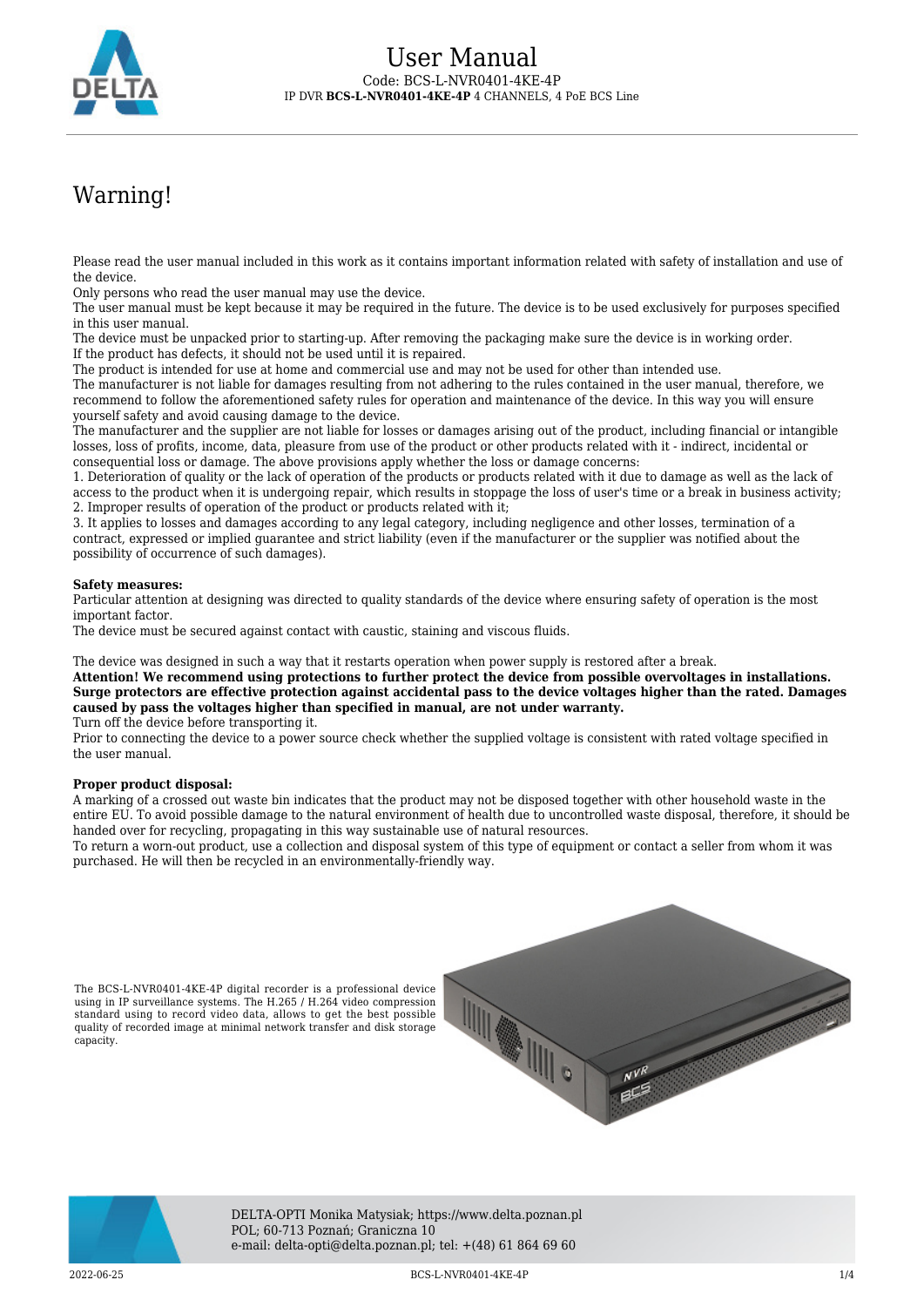# User Manual

Code: BCS-L-NVR0401-4KE-4P

IP DVR **BCS-L-NVR0401-4KE-4P** 4 CHANNELS, 4 PoE BCS Line

## Warning!

Please read the user manual included in this work as it contains important information related with safety of installation and use of the device.
Only persons who read the user manual may use the device.
The user manual must be kept because it may be required in the future. The device is to be used exclusively for purposes specified in this user manual.
The device must be unpacked prior to starting-up. After removing the packaging make sure the device is in working order.
If the product has defects, it should not be used until it is repaired.
The product is intended for use at home and commercial use and may not be used for other than intended use.
The manufacturer is not liable for damages resulting from not adhering to the rules contained in the user manual, therefore, we recommend to follow the aforementioned safety rules for operation and maintenance of the device. In this way you will ensure yourself safety and avoid causing damage to the device.
The manufacturer and the supplier are not liable for losses or damages arising out of the product, including financial or intangible losses, loss of profits, income, data, pleasure from use of the product or other products related with it - indirect, incidental or consequential loss or damage. The above provisions apply whether the loss or damage concerns:
1. Deterioration of quality or the lack of operation of the products or products related with it due to damage as well as the lack of access to the product when it is undergoing repair, which results in stoppage the loss of user's time or a break in business activity;
2. Improper results of operation of the product or products related with it;
3. It applies to losses and damages according to any legal category, including negligence and other losses, termination of a contract, expressed or implied guarantee and strict liability (even if the manufacturer or the supplier was notified about the possibility of occurrence of such damages).

**Safety measures:**
Particular attention at designing was directed to quality standards of the device where ensuring safety of operation is the most important factor.
The device must be secured against contact with caustic, staining and viscous fluids.

The device was designed in such a way that it restarts operation when power supply is restored after a break.
**Attention! We recommend using protections to further protect the device from possible overvoltages in installations. Surge protectors are effective protection against accidental pass to the device voltages higher than the rated. Damages caused by pass the voltages higher than specified in manual, are not under warranty.**
Turn off the device before transporting it.
Prior to connecting the device to a power source check whether the supplied voltage is consistent with rated voltage specified in the user manual.

**Proper product disposal:**
A marking of a crossed out waste bin indicates that the product may not be disposed together with other household waste in the entire EU. To avoid possible damage to the natural environment of health due to uncontrolled waste disposal, therefore, it should be handed over for recycling, propagating in this way sustainable use of natural resources.
To return a worn-out product, use a collection and disposal system of this type of equipment or contact a seller from whom it was purchased. He will then be recycled in an environmentally-friendly way.

The BCS-L-NVR0401-4KE-4P digital recorder is a professional device using in IP surveillance systems. The H.265 / H.264 video compression standard using to record video data, allows to get the best possible quality of recorded image at minimal network transfer and disk storage capacity.

DELTA-OPTI Monika Matysiak; https://www.delta.poznan.pl
POL; 60-713 Poznań; Graniczna 10
e-mail: delta-opti@delta.poznan.pl; tel: +(48) 61 864 69 60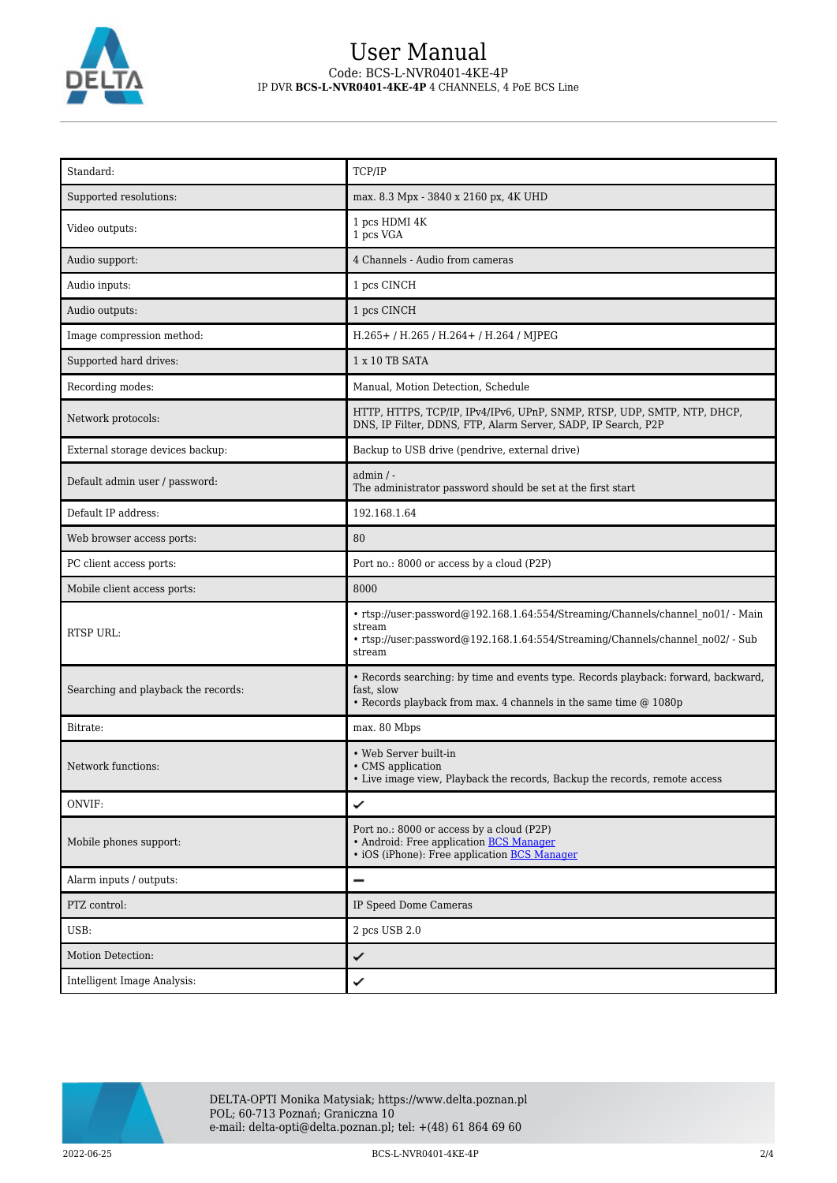| Standard: | TCP/IP |
|---|---|
| Supported resolutions: | max. 8.3 Mpx - 3840 x 2160 px, 4K UHD |
| Video outputs: | 1 pcs HDMI 4K<br>1 pcs VGA |
| Audio support: | 4 Channels - Audio from cameras |
| Audio inputs: | 1 pcs CINCH |
| Audio outputs: | 1 pcs CINCH |
| Image compression method: | H.265+ / H.265 / H.264+ / H.264 / MJPEG |
| Supported hard drives: | 1 x 10 TB SATA |
| Recording modes: | Manual, Motion Detection, Schedule |
| Network protocols: | HTTP, HTTPS, TCP/IP, IPv4/IPv6, UPnP, SNMP, RTSP, UDP, SMTP, NTP, DHCP, DNS, IP Filter, DDNS, FTP, Alarm Server, SADP, IP Search, P2P |
| External storage devices backup: | Backup to USB drive (pendrive, external drive) |
| Default admin user / password: | admin / -<br>The administrator password should be set at the first start |
| Default IP address: | 192.168.1.64 |
| Web browser access ports: | 80 |
| PC client access ports: | Port no.: 8000 or access by a cloud (P2P) |
| Mobile client access ports: | 8000 |
| RTSP URL: | • rtsp://user:password@192.168.1.64:554/Streaming/Channels/channel_no01/ - Main stream<br>• rtsp://user:password@192.168.1.64:554/Streaming/Channels/channel_no02/ - Sub stream |
| Searching and playback the records: | • Records searching: by time and events type. Records playback: forward, backward, fast, slow<br>• Records playback from max. 4 channels in the same time @ 1080p |
| Bitrate: | max. 80 Mbps |
| Network functions: | • Web Server built-in<br>• CMS application<br>• Live image view, Playback the records, Backup the records, remote access |
| ONVIF: | ✔ |
| Mobile phones support: | Port no.: 8000 or access by a cloud (P2P)<br>• Android: Free application BCS Manager<br>• iOS (iPhone): Free application BCS Manager |
| Alarm inputs / outputs: | – |
| PTZ control: | IP Speed Dome Cameras |
| USB: | 2 pcs USB 2.0 |
| Motion Detection: | ✔ |
| Intelligent Image Analysis: | ✔ |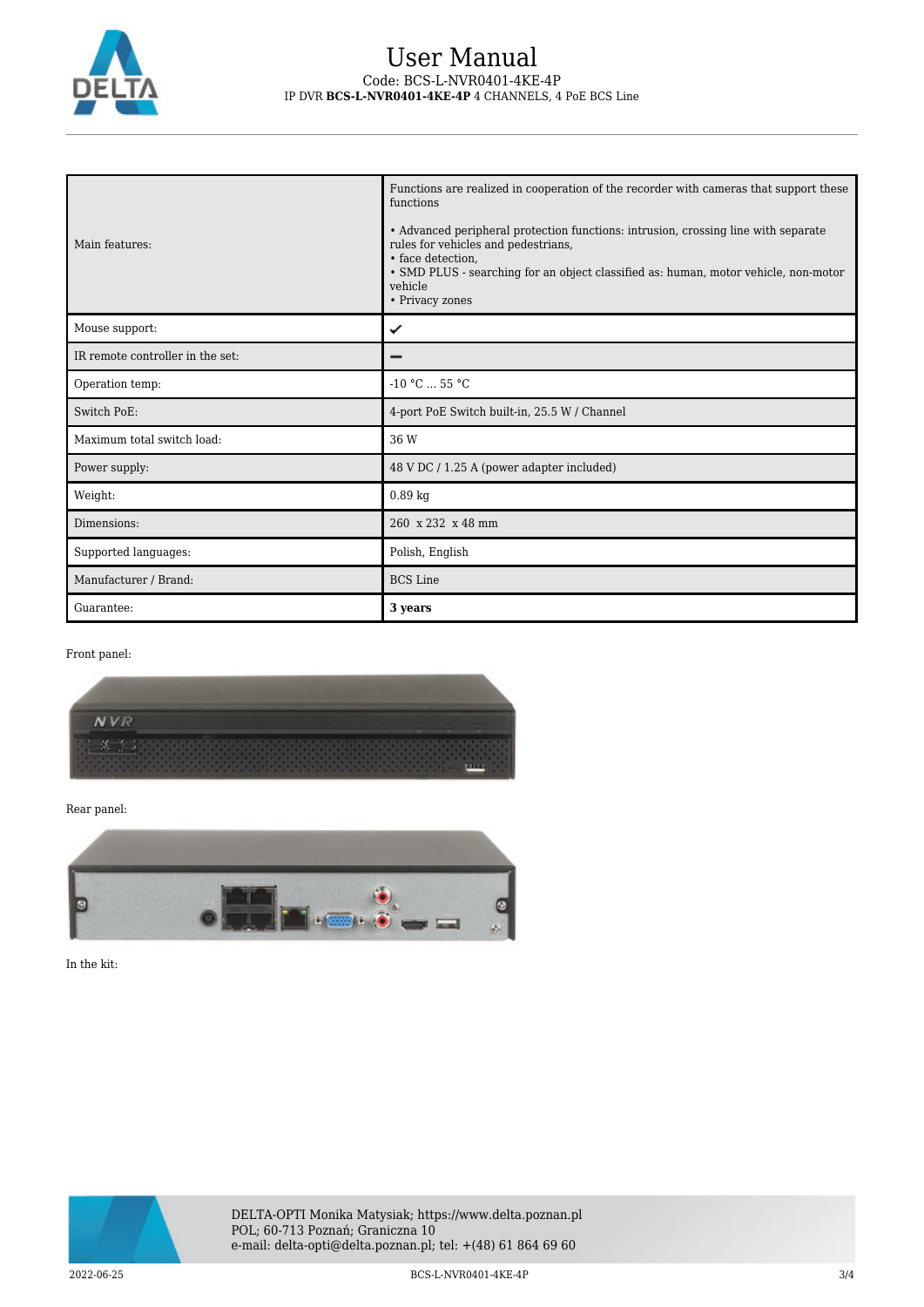| Main features: | Functions are realized in cooperation of the recorder with cameras that support these functions<br><br>• Advanced peripheral protection functions: intrusion, crossing line with separate rules for vehicles and pedestrians,<br>• face detection,<br>• SMD PLUS - searching for an object classified as: human, motor vehicle, non-motor vehicle<br>• Privacy zones |
|---|---|
| Mouse support: | ✔ |
| IR remote controller in the set: | – |
| Operation temp: | -10 °C ... 55 °C |
| Switch PoE: | 4-port PoE Switch built-in, 25.5 W / Channel |
| Maximum total switch load: | 36 W |
| Power supply: | 48 V DC / 1.25 A (power adapter included) |
| Weight: | 0.89 kg |
| Dimensions: | 260 x 232 x 48 mm |
| Supported languages: | Polish, English |
| Manufacturer / Brand: | BCS Line |
| Guarantee: | **3 years** |

Front panel:

Rear panel:

In the kit:

DELTA-OPTI Monika Matysiak; https://www.delta.poznan.pl
POL; 60-713 Poznań; Graniczna 10
e-mail: delta-opti@delta.poznan.pl; tel: +(48) 61 864 69 60